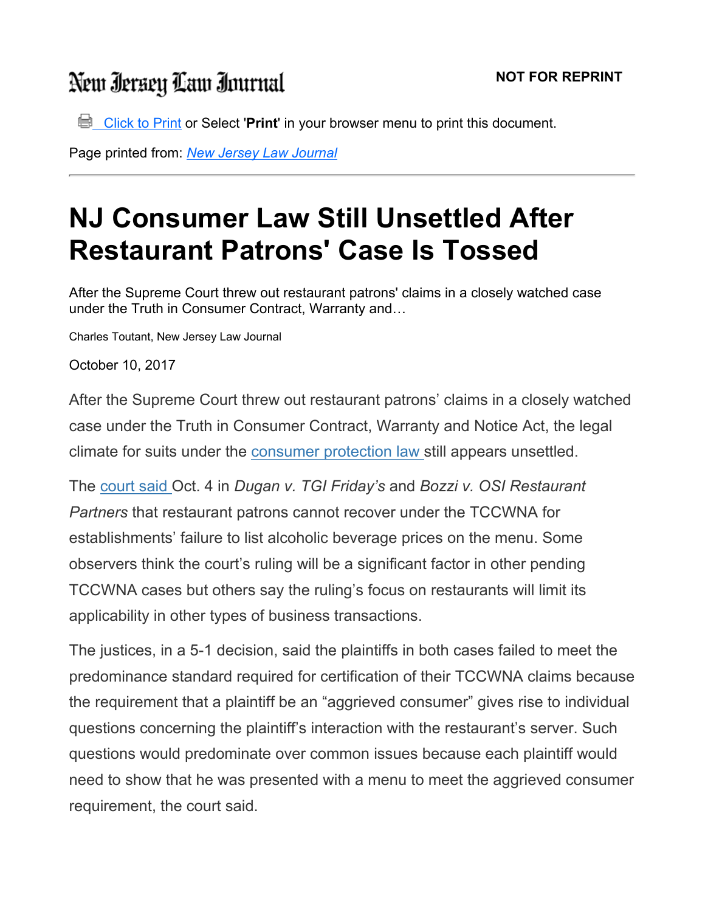New Jersey Law Journal

**NOT FOR REPRINT**

Click to Print or Select '**Print**' in your browser menu to print this document.

Page printed from: *New Jersey Law Journal*

---

# NJ Consumer Law Still Unsettled After Restaurant Patrons' Case Is Tossed

After the Supreme Court threw out restaurant patrons' claims in a closely watched case under the Truth in Consumer Contract, Warranty and…

Charles Toutant, New Jersey Law Journal

October 10, 2017

After the Supreme Court threw out restaurant patrons' claims in a closely watched case under the Truth in Consumer Contract, Warranty and Notice Act, the legal climate for suits under the consumer protection law still appears unsettled.

The court said Oct. 4 in *Dugan v. TGI Friday's* and *Bozzi v. OSI Restaurant Partners* that restaurant patrons cannot recover under the TCCWNA for establishments' failure to list alcoholic beverage prices on the menu. Some observers think the court's ruling will be a significant factor in other pending TCCWNA cases but others say the ruling's focus on restaurants will limit its applicability in other types of business transactions.

The justices, in a 5-1 decision, said the plaintiffs in both cases failed to meet the predominance standard required for certification of their TCCWNA claims because the requirement that a plaintiff be an "aggrieved consumer" gives rise to individual questions concerning the plaintiff's interaction with the restaurant's server. Such questions would predominate over common issues because each plaintiff would need to show that he was presented with a menu to meet the aggrieved consumer requirement, the court said.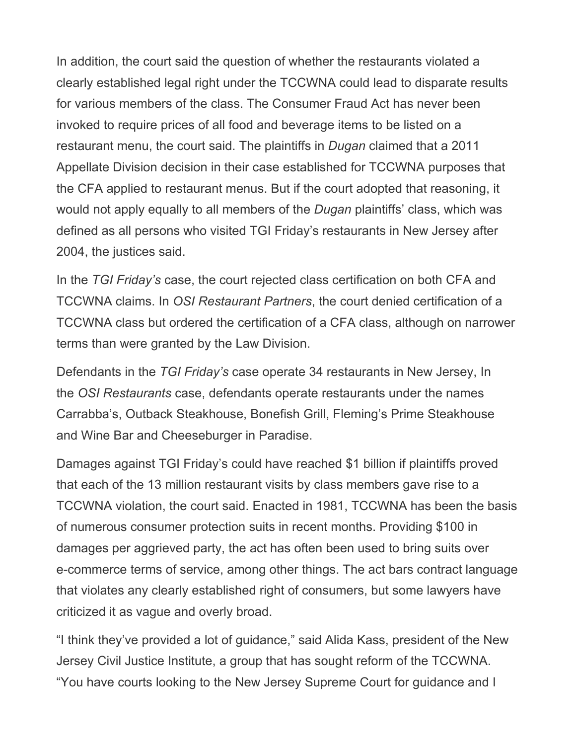In addition, the court said the question of whether the restaurants violated a clearly established legal right under the TCCWNA could lead to disparate results for various members of the class. The Consumer Fraud Act has never been invoked to require prices of all food and beverage items to be listed on a restaurant menu, the court said. The plaintiffs in *Dugan* claimed that a 2011 Appellate Division decision in their case established for TCCWNA purposes that the CFA applied to restaurant menus. But if the court adopted that reasoning, it would not apply equally to all members of the *Dugan* plaintiffs' class, which was defined as all persons who visited TGI Friday's restaurants in New Jersey after 2004, the justices said.

In the *TGI Friday's* case, the court rejected class certification on both CFA and TCCWNA claims. In *OSI Restaurant Partners*, the court denied certification of a TCCWNA class but ordered the certification of a CFA class, although on narrower terms than were granted by the Law Division.

Defendants in the *TGI Friday's* case operate 34 restaurants in New Jersey, In the *OSI Restaurants* case, defendants operate restaurants under the names Carrabba's, Outback Steakhouse, Bonefish Grill, Fleming's Prime Steakhouse and Wine Bar and Cheeseburger in Paradise.

Damages against TGI Friday's could have reached $1 billion if plaintiffs proved that each of the 13 million restaurant visits by class members gave rise to a TCCWNA violation, the court said. Enacted in 1981, TCCWNA has been the basis of numerous consumer protection suits in recent months. Providing $100 in damages per aggrieved party, the act has often been used to bring suits over e-commerce terms of service, among other things. The act bars contract language that violates any clearly established right of consumers, but some lawyers have criticized it as vague and overly broad.

"I think they've provided a lot of guidance," said Alida Kass, president of the New Jersey Civil Justice Institute, a group that has sought reform of the TCCWNA. "You have courts looking to the New Jersey Supreme Court for guidance and I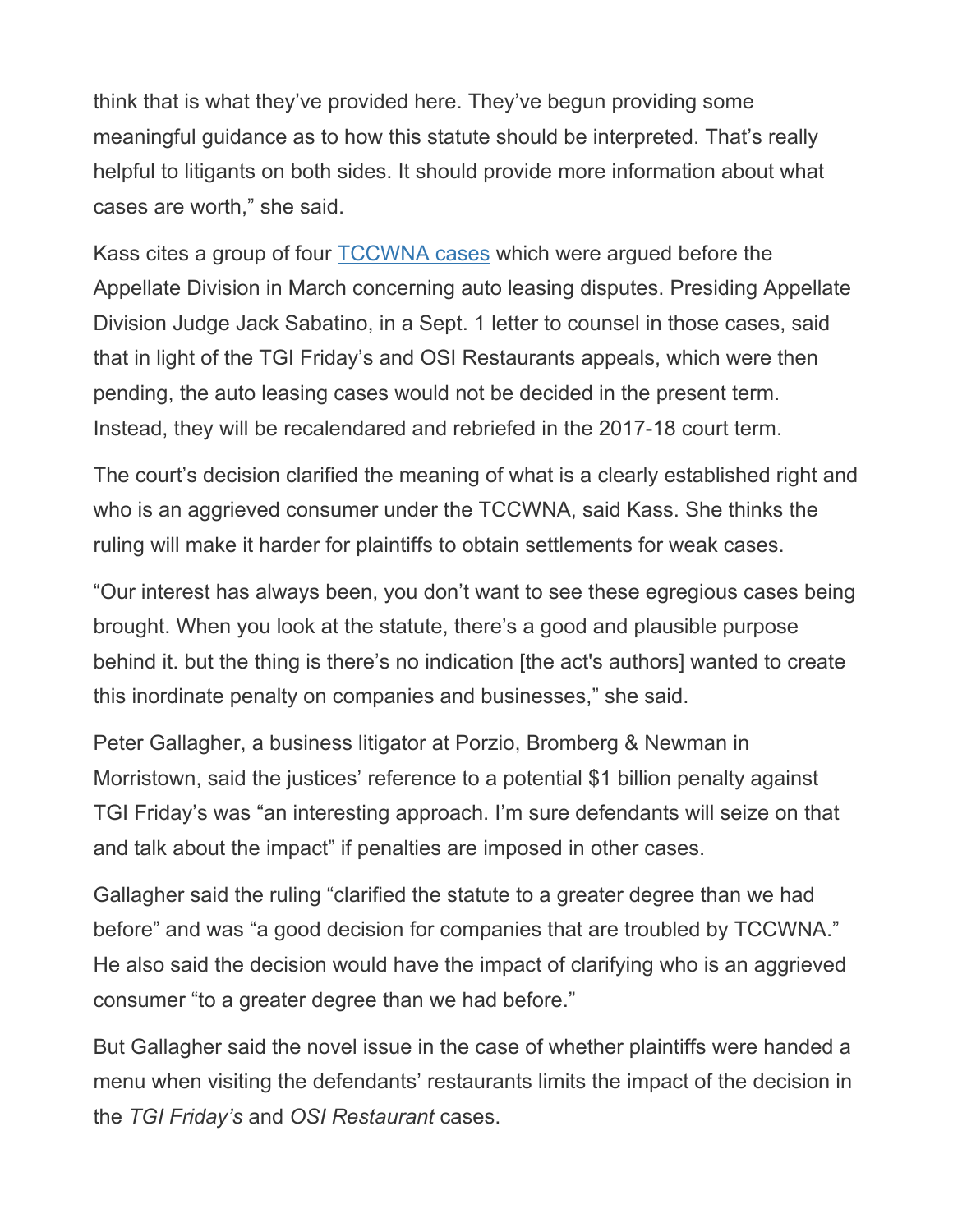think that is what they've provided here. They've begun providing some meaningful guidance as to how this statute should be interpreted. That's really helpful to litigants on both sides. It should provide more information about what cases are worth," she said.

Kass cites a group of four TCCWNA cases which were argued before the Appellate Division in March concerning auto leasing disputes. Presiding Appellate Division Judge Jack Sabatino, in a Sept. 1 letter to counsel in those cases, said that in light of the TGI Friday's and OSI Restaurants appeals, which were then pending, the auto leasing cases would not be decided in the present term. Instead, they will be recalendared and rebriefed in the 2017-18 court term.

The court's decision clarified the meaning of what is a clearly established right and who is an aggrieved consumer under the TCCWNA, said Kass. She thinks the ruling will make it harder for plaintiffs to obtain settlements for weak cases.

"Our interest has always been, you don't want to see these egregious cases being brought. When you look at the statute, there's a good and plausible purpose behind it. but the thing is there's no indication [the act's authors] wanted to create this inordinate penalty on companies and businesses," she said.

Peter Gallagher, a business litigator at Porzio, Bromberg & Newman in Morristown, said the justices' reference to a potential $1 billion penalty against TGI Friday's was "an interesting approach. I'm sure defendants will seize on that and talk about the impact" if penalties are imposed in other cases.

Gallagher said the ruling "clarified the statute to a greater degree than we had before" and was "a good decision for companies that are troubled by TCCWNA." He also said the decision would have the impact of clarifying who is an aggrieved consumer "to a greater degree than we had before."

But Gallagher said the novel issue in the case of whether plaintiffs were handed a menu when visiting the defendants' restaurants limits the impact of the decision in the *TGI Friday's* and *OSI Restaurant* cases.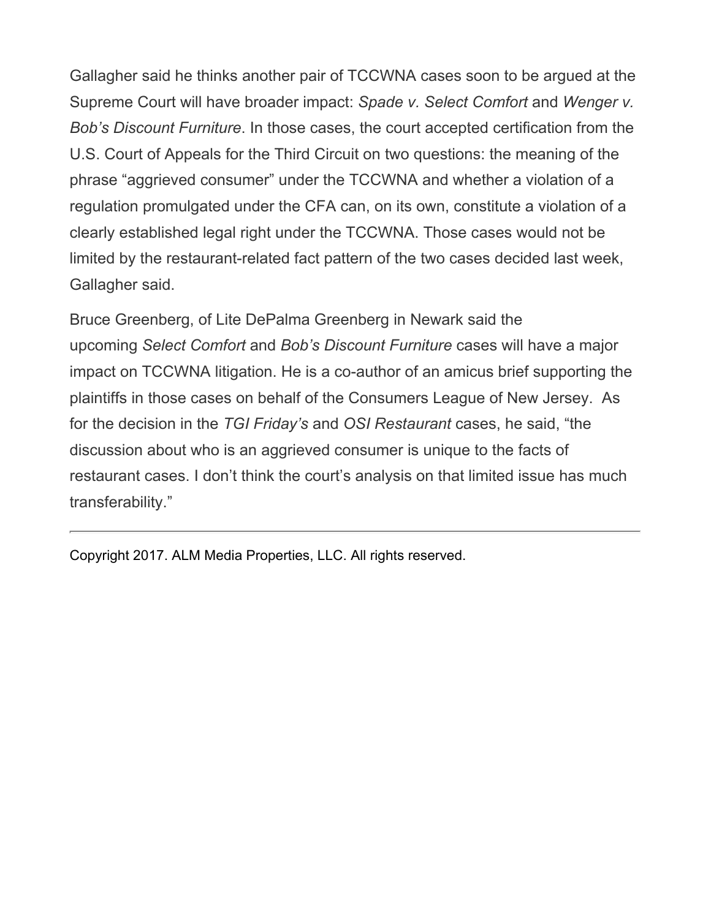Gallagher said he thinks another pair of TCCWNA cases soon to be argued at the Supreme Court will have broader impact: *Spade v. Select Comfort* and *Wenger v. Bob's Discount Furniture*. In those cases, the court accepted certification from the U.S. Court of Appeals for the Third Circuit on two questions: the meaning of the phrase "aggrieved consumer" under the TCCWNA and whether a violation of a regulation promulgated under the CFA can, on its own, constitute a violation of a clearly established legal right under the TCCWNA. Those cases would not be limited by the restaurant-related fact pattern of the two cases decided last week, Gallagher said.

Bruce Greenberg, of Lite DePalma Greenberg in Newark said the upcoming *Select Comfort* and *Bob's Discount Furniture* cases will have a major impact on TCCWNA litigation. He is a co-author of an amicus brief supporting the plaintiffs in those cases on behalf of the Consumers League of New Jersey. As for the decision in the *TGI Friday's* and *OSI Restaurant* cases, he said, "the discussion about who is an aggrieved consumer is unique to the facts of restaurant cases. I don't think the court's analysis on that limited issue has much transferability."

---

Copyright 2017. ALM Media Properties, LLC. All rights reserved.